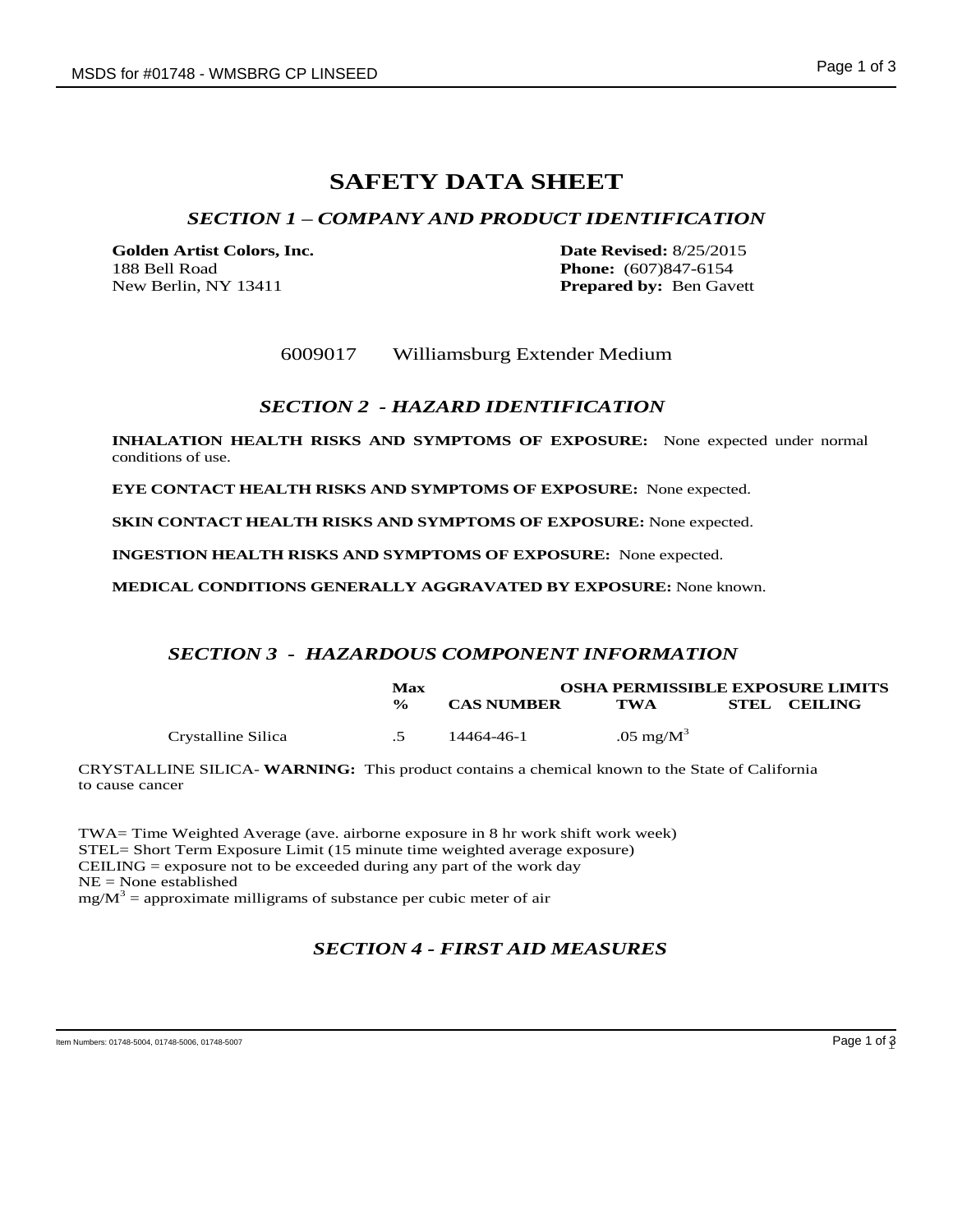# SAFETY DATA SHEET

## *SECTION 1 – COMPANY AND PRODUCT IDENTIFICATION*

**Golden Artist Colors, Inc.**
188 Bell Road
New Berlin, NY 13411

**Date Revised:** 8/25/2015
**Phone:** (607)847-6154
**Prepared by:** Ben Gavett

6009017 Williamsburg Extender Medium

## *SECTION 2 - HAZARD IDENTIFICATION*

**INHALATION HEALTH RISKS AND SYMPTOMS OF EXPOSURE:** None expected under normal conditions of use.

**EYE CONTACT HEALTH RISKS AND SYMPTOMS OF EXPOSURE:** None expected.

**SKIN CONTACT HEALTH RISKS AND SYMPTOMS OF EXPOSURE:** None expected.

**INGESTION HEALTH RISKS AND SYMPTOMS OF EXPOSURE:** None expected.

**MEDICAL CONDITIONS GENERALLY AGGRAVATED BY EXPOSURE:** None known.

## *SECTION 3 - HAZARDOUS COMPONENT INFORMATION*

| | Max | | OSHA PERMISSIBLE EXPOSURE LIMITS | | |
|---|---|---|---|---|---|
| | **%** | **CAS NUMBER** | **TWA** | **STEL** | **CEILING** |
| Crystalline Silica | .5 | 14464-46-1 | .05 mg/M$^3$ | | |

CRYSTALLINE SILICA- **WARNING:** This product contains a chemical known to the State of California to cause cancer

TWA= Time Weighted Average (ave. airborne exposure in 8 hr work shift work week)
STEL= Short Term Exposure Limit (15 minute time weighted average exposure)
CEILING = exposure not to be exceeded during any part of the work day
NE = None established
mg/M$^3$ = approximate milligrams of substance per cubic meter of air

## *SECTION 4 - FIRST AID MEASURES*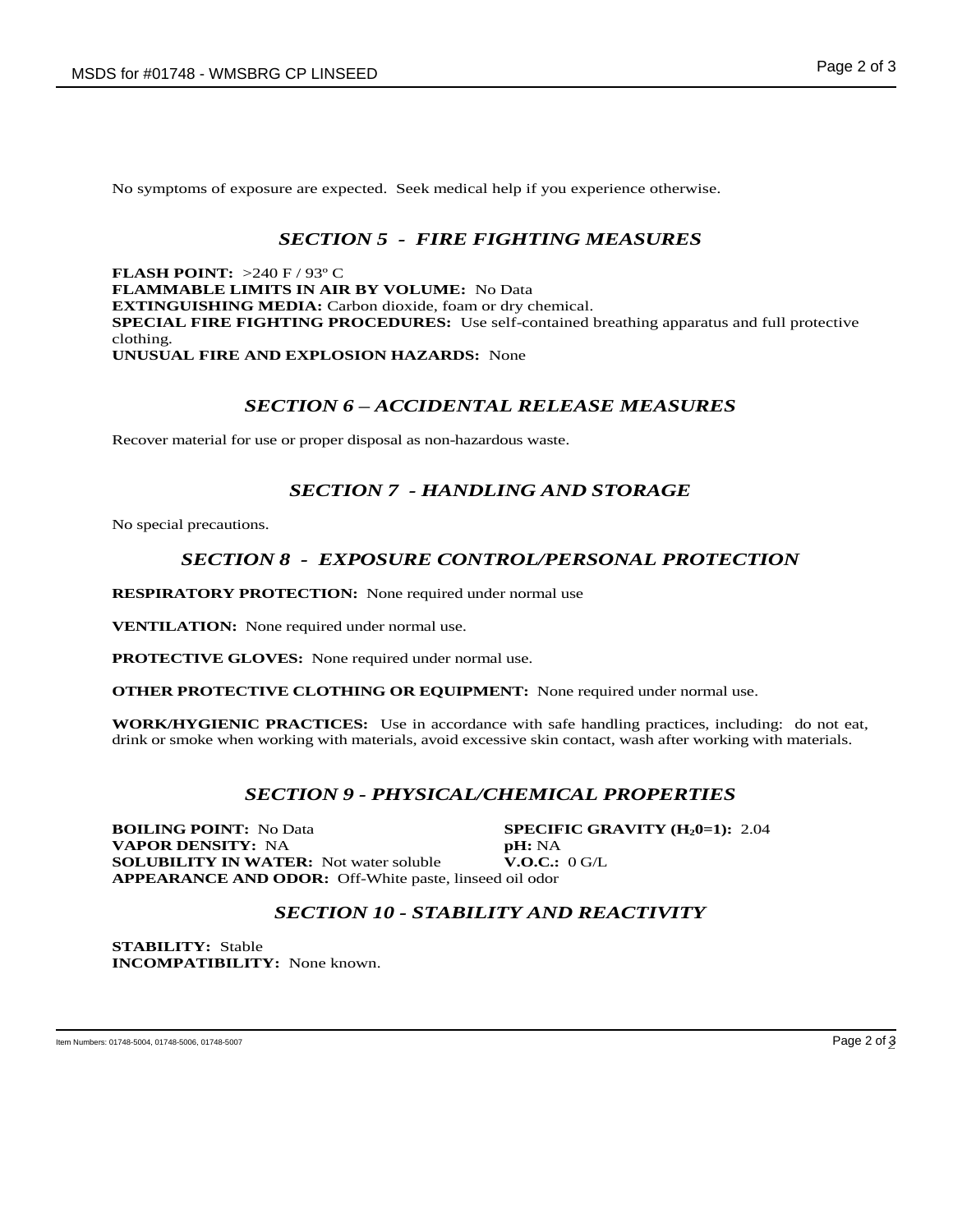No symptoms of exposure are expected. Seek medical help if you experience otherwise.

## *SECTION 5 - FIRE FIGHTING MEASURES*

**FLASH POINT:** >240 F / 93º C
**FLAMMABLE LIMITS IN AIR BY VOLUME:** No Data
**EXTINGUISHING MEDIA:** Carbon dioxide, foam or dry chemical.
**SPECIAL FIRE FIGHTING PROCEDURES:** Use self-contained breathing apparatus and full protective clothing.
**UNUSUAL FIRE AND EXPLOSION HAZARDS:** None

## *SECTION 6 – ACCIDENTAL RELEASE MEASURES*

Recover material for use or proper disposal as non-hazardous waste.

## *SECTION 7 - HANDLING AND STORAGE*

No special precautions.

## *SECTION 8 - EXPOSURE CONTROL/PERSONAL PROTECTION*

**RESPIRATORY PROTECTION:** None required under normal use

**VENTILATION:** None required under normal use.

**PROTECTIVE GLOVES:** None required under normal use.

**OTHER PROTECTIVE CLOTHING OR EQUIPMENT:** None required under normal use.

**WORK/HYGIENIC PRACTICES:** Use in accordance with safe handling practices, including: do not eat, drink or smoke when working with materials, avoid excessive skin contact, wash after working with materials.

## *SECTION 9 - PHYSICAL/CHEMICAL PROPERTIES*

**BOILING POINT:** No Data
**SPECIFIC GRAVITY ($H_20$=1):** 2.04
**VAPOR DENSITY:** NA
**pH:** NA
**SOLUBILITY IN WATER:** Not water soluble
**V.O.C.:** 0 G/L
**APPEARANCE AND ODOR:** Off-White paste, linseed oil odor

## *SECTION 10 - STABILITY AND REACTIVITY*

**STABILITY:** Stable
**INCOMPATIBILITY:** None known.

Item Numbers: 01748-5004, 01748-5006, 01748-5007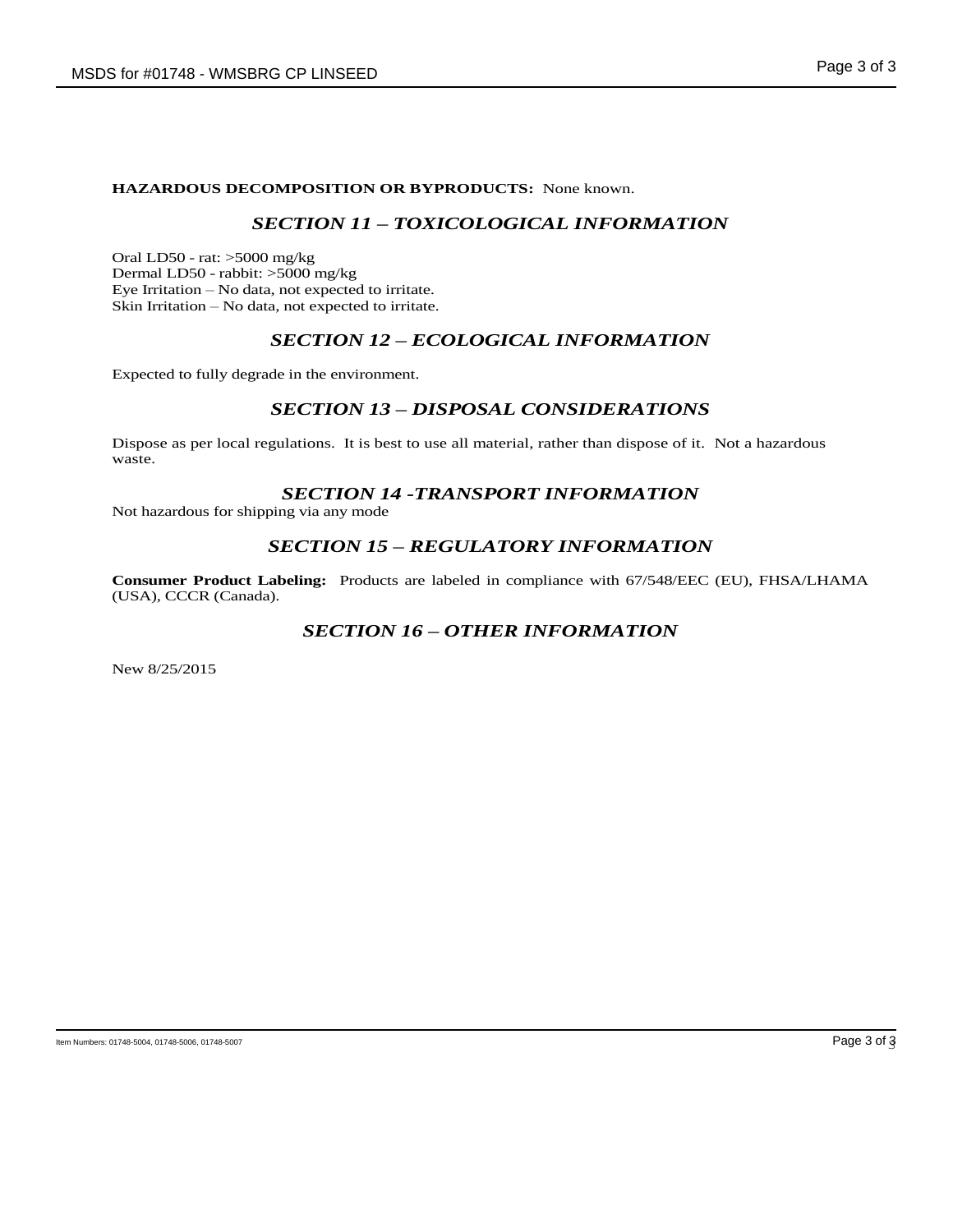**HAZARDOUS DECOMPOSITION OR BYPRODUCTS:** None known.

## *SECTION 11 – TOXICOLOGICAL INFORMATION*

Oral LD50 - rat: >5000 mg/kg
Dermal LD50 - rabbit: >5000 mg/kg
Eye Irritation – No data, not expected to irritate.
Skin Irritation – No data, not expected to irritate.

## *SECTION 12 – ECOLOGICAL INFORMATION*

Expected to fully degrade in the environment.

## *SECTION 13 – DISPOSAL CONSIDERATIONS*

Dispose as per local regulations. It is best to use all material, rather than dispose of it. Not a hazardous waste.

## *SECTION 14 -TRANSPORT INFORMATION*

Not hazardous for shipping via any mode

## *SECTION 15 – REGULATORY INFORMATION*

**Consumer Product Labeling:** Products are labeled in compliance with 67/548/EEC (EU), FHSA/LHAMA (USA), CCCR (Canada).

## *SECTION 16 – OTHER INFORMATION*

New 8/25/2015

Item Numbers: 01748-5004, 01748-5006, 01748-5007